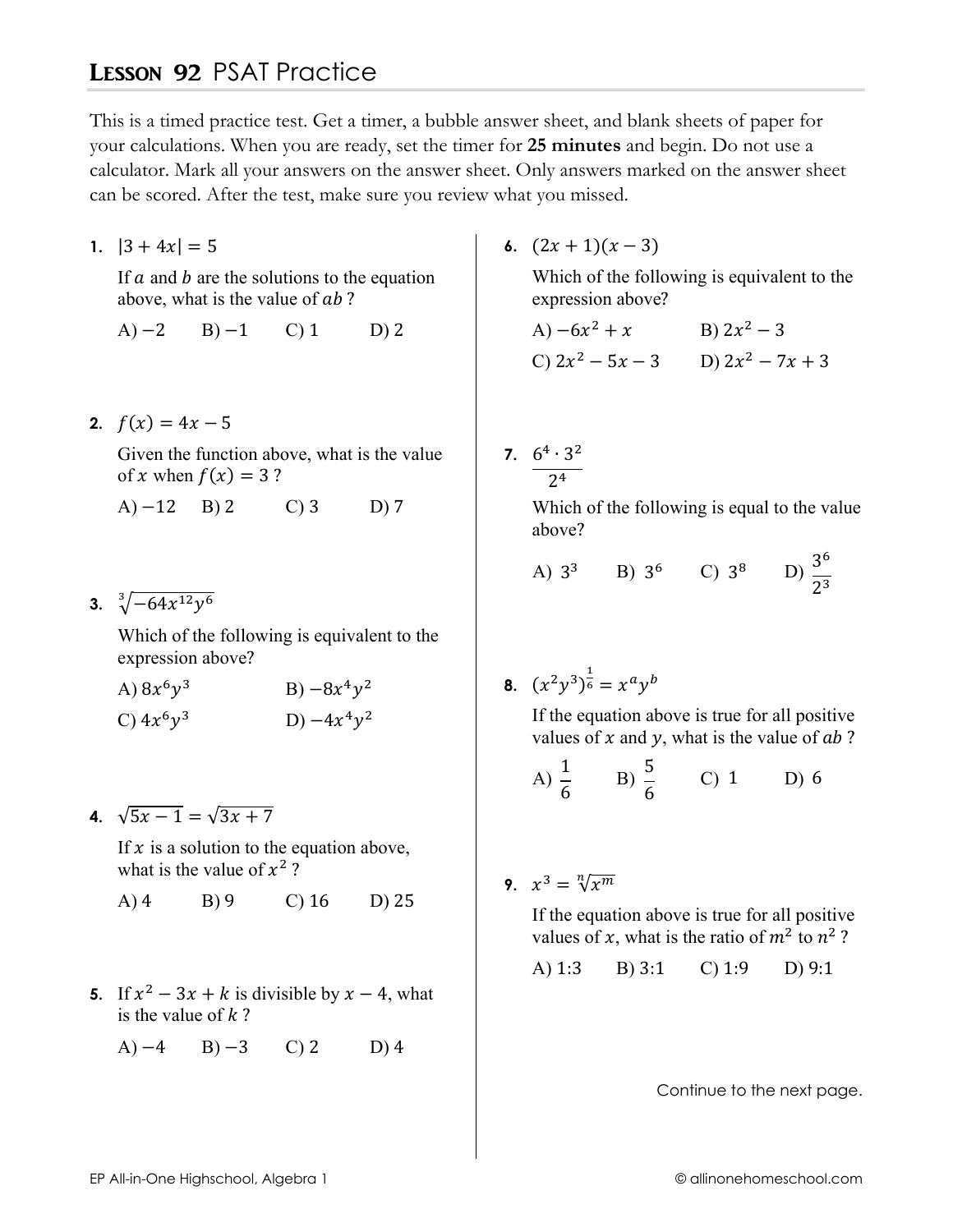# LESSON 92 PSAT Practice

This is a timed practice test. Get a timer, a bubble answer sheet, and blank sheets of paper for your calculations. When you are ready, set the timer for **25 minutes** and begin. Do not use a calculator. Mark all your answers on the answer sheet. Only answers marked on the answer sheet can be scored. After the test, make sure you review what you missed.

**1.** $|3 + 4x| = 5$

If $a$ and $b$ are the solutions to the equation above, what is the value of $ab$ ?

A) $-2$ B) $-1$ C) 1 D) 2

**2.** $f(x) = 4x - 5$

Given the function above, what is the value of $x$ when $f(x) = 3$ ?

A) $-12$ B) 2 C) 3 D) 7

**3.** $\sqrt[3]{-64x^{12}y^6}$

Which of the following is equivalent to the expression above?

A) $8x^6y^3$ B) $-8x^4y^2$

C) $4x^6y^3$ D) $-4x^4y^2$

**4.** $\sqrt{5x - 1} = \sqrt{3x + 7}$

If $x$ is a solution to the equation above, what is the value of $x^2$ ?

A) 4 B) 9 C) 16 D) 25

**5.** If $x^2 - 3x + k$ is divisible by $x - 4$, what is the value of $k$ ?

A) $-4$ B) $-3$ C) 2 D) 4

**6.** $(2x + 1)(x - 3)$

Which of the following is equivalent to the expression above?

A) $-6x^2 + x$ B) $2x^2 - 3$

C) $2x^2 - 5x - 3$ D) $2x^2 - 7x + 3$

**7.** $\dfrac{6^4 \cdot 3^2}{2^4}$

Which of the following is equal to the value above?

A) $3^3$ B) $3^6$ C) $3^8$ D) $\dfrac{3^6}{2^3}$

**8.** $(x^2y^3)^{\frac{1}{6}} = x^a y^b$

If the equation above is true for all positive values of $x$ and $y$, what is the value of $ab$ ?

A) $\dfrac{1}{6}$ B) $\dfrac{5}{6}$ C) 1 D) 6

**9.** $x^3 = \sqrt[n]{x^m}$

If the equation above is true for all positive values of $x$, what is the ratio of $m^2$ to $n^2$ ?

A) 1:3 B) 3:1 C) 1:9 D) 9:1

Continue to the next page.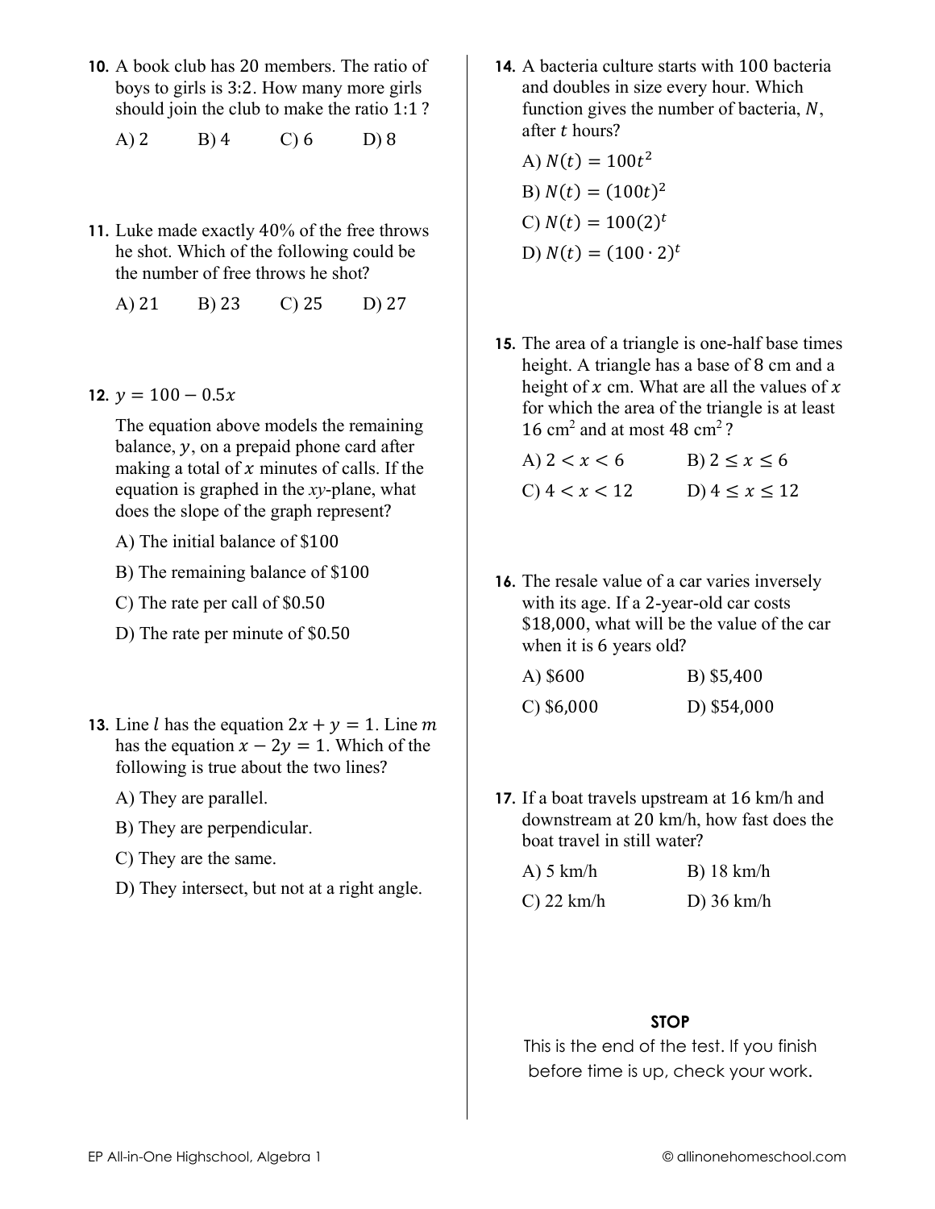**10.** A book club has 20 members. The ratio of boys to girls is 3:2. How many more girls should join the club to make the ratio 1:1 ?

A) 2 B) 4 C) 6 D) 8

**11.** Luke made exactly 40% of the free throws he shot. Which of the following could be the number of free throws he shot?

A) 21 B) 23 C) 25 D) 27

**12.** $y = 100 - 0.5x$

The equation above models the remaining balance, $y$, on a prepaid phone card after making a total of $x$ minutes of calls. If the equation is graphed in the *xy*-plane, what does the slope of the graph represent?

A) The initial balance of $100

B) The remaining balance of $100

C) The rate per call of $0.50

D) The rate per minute of $0.50

**13.** Line $l$ has the equation $2x + y = 1$. Line $m$ has the equation $x - 2y = 1$. Which of the following is true about the two lines?

A) They are parallel.

B) They are perpendicular.

C) They are the same.

D) They intersect, but not at a right angle.

**14.** A bacteria culture starts with 100 bacteria and doubles in size every hour. Which function gives the number of bacteria, $N$, after $t$ hours?

A) $N(t) = 100t^2$

B) $N(t) = (100t)^2$

C) $N(t) = 100(2)^t$

D) $N(t) = (100 \cdot 2)^t$

**15.** The area of a triangle is one-half base times height. A triangle has a base of 8 cm and a height of $x$ cm. What are all the values of $x$ for which the area of the triangle is at least 16 cm$^2$ and at most 48 cm$^2$ ?

A) $2 < x < 6$ B) $2 \leq x \leq 6$

C) $4 < x < 12$ D) $4 \leq x \leq 12$

**16.** The resale value of a car varies inversely with its age. If a 2-year-old car costs $18,000, what will be the value of the car when it is 6 years old?

A) $600 B) $5,400

C) $6,000 D) $54,000

**17.** If a boat travels upstream at 16 km/h and downstream at 20 km/h, how fast does the boat travel in still water?

A) 5 km/h B) 18 km/h

C) 22 km/h D) 36 km/h

**STOP**

This is the end of the test. If you finish before time is up, check your work.